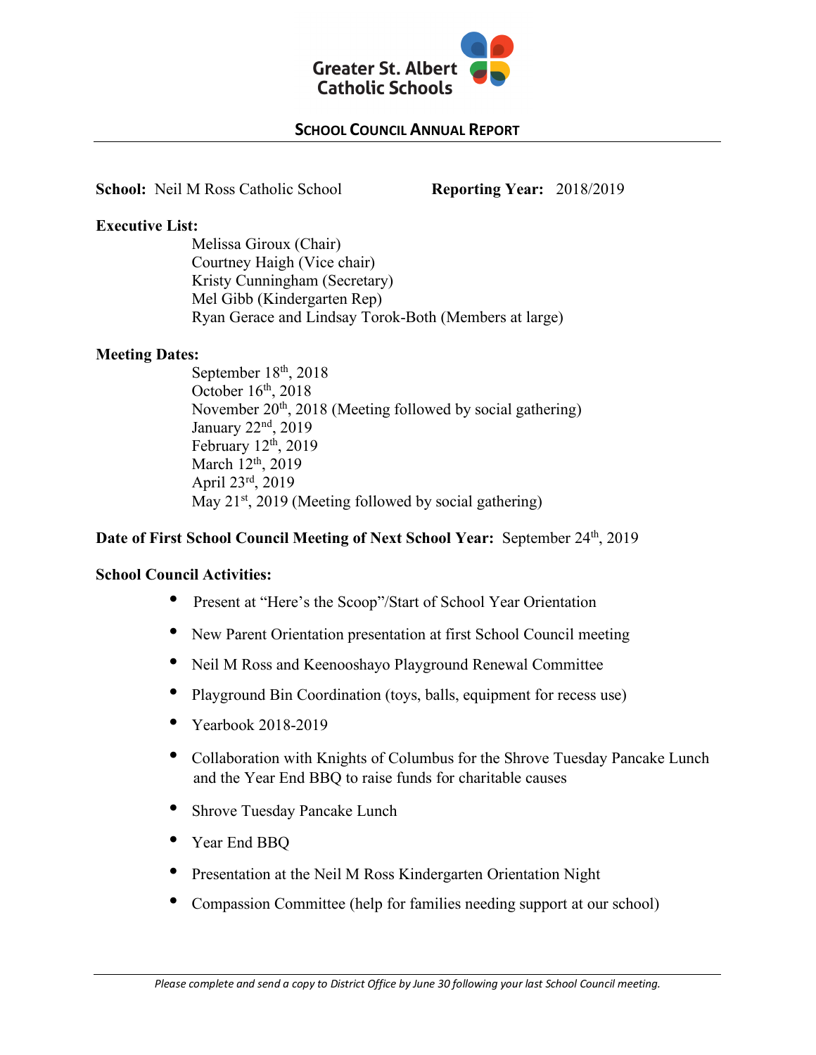Greater St. Albert Catholic Schools

## SCHOOL COUNCIL ANNUAL REPORT

**School:** Neil M Ross Catholic School **Reporting Year:** 2018/2019

**Executive List:**

Melissa Giroux (Chair)
Courtney Haigh (Vice chair)
Kristy Cunningham (Secretary)
Mel Gibb (Kindergarten Rep)
Ryan Gerace and Lindsay Torok-Both (Members at large)

**Meeting Dates:**

September 18th, 2018
October 16th, 2018
November 20th, 2018 (Meeting followed by social gathering)
January 22nd, 2019
February 12th, 2019
March 12th, 2019
April 23rd, 2019
May 21st, 2019 (Meeting followed by social gathering)

**Date of First School Council Meeting of Next School Year:** September 24th, 2019

**School Council Activities:**

- Present at "Here's the Scoop"/Start of School Year Orientation
- New Parent Orientation presentation at first School Council meeting
- Neil M Ross and Keenooshayo Playground Renewal Committee
- Playground Bin Coordination (toys, balls, equipment for recess use)
- Yearbook 2018-2019
- Collaboration with Knights of Columbus for the Shrove Tuesday Pancake Lunch and the Year End BBQ to raise funds for charitable causes
- Shrove Tuesday Pancake Lunch
- Year End BBQ
- Presentation at the Neil M Ross Kindergarten Orientation Night
- Compassion Committee (help for families needing support at our school)

*Please complete and send a copy to District Office by June 30 following your last School Council meeting.*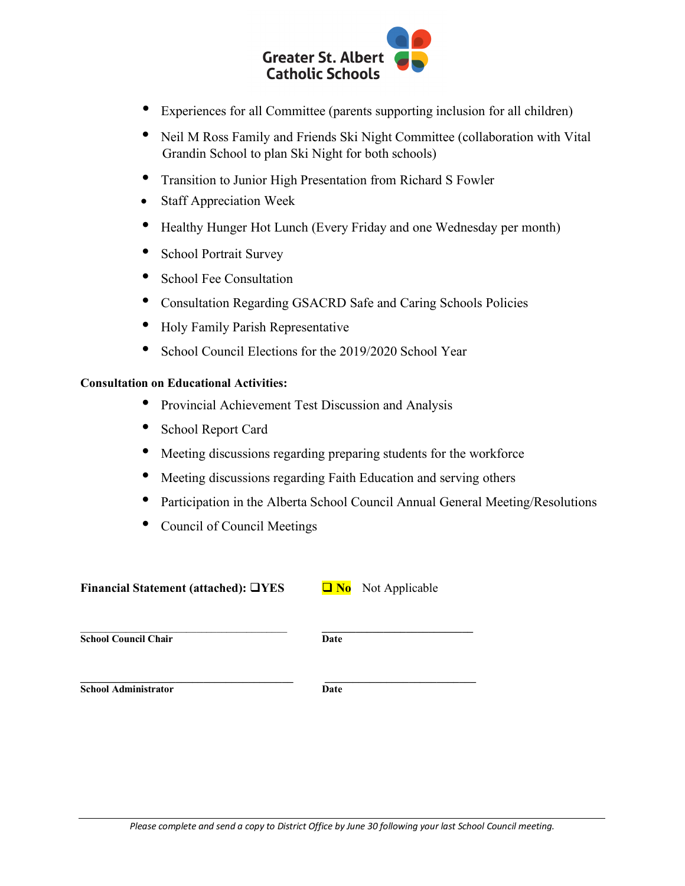- Experiences for all Committee (parents supporting inclusion for all children)
- Neil M Ross Family and Friends Ski Night Committee (collaboration with Vital Grandin School to plan Ski Night for both schools)
- Transition to Junior High Presentation from Richard S Fowler
- Staff Appreciation Week
- Healthy Hunger Hot Lunch (Every Friday and one Wednesday per month)
- School Portrait Survey
- School Fee Consultation
- Consultation Regarding GSACRD Safe and Caring Schools Policies
- Holy Family Parish Representative
- School Council Elections for the 2019/2020 School Year

**Consultation on Educational Activities:**

- Provincial Achievement Test Discussion and Analysis
- School Report Card
- Meeting discussions regarding preparing students for the workforce
- Meeting discussions regarding Faith Education and serving others
- Participation in the Alberta School Council Annual General Meeting/Resolutions
- Council of Council Meetings

**Financial Statement (attached):** ❑**YES** ❑ **No** Not Applicable

\_\_\_\_\_\_\_\_\_\_\_\_\_\_\_\_\_\_\_\_\_\_\_\_\_\_\_\_\_\_\_\_\_\_\_\_ \_\_\_\_\_\_\_\_\_\_\_\_\_\_\_\_\_\_\_\_\_\_\_\_\_\_

**School Council Chair** **Date**

\_\_\_\_\_\_\_\_\_\_\_\_\_\_\_\_\_\_\_\_\_\_\_\_\_\_\_\_\_\_\_\_\_\_\_\_ \_\_\_\_\_\_\_\_\_\_\_\_\_\_\_\_\_\_\_\_\_\_\_\_\_\_

**School Administrator** **Date**

*Please complete and send a copy to District Office by June 30 following your last School Council meeting.*